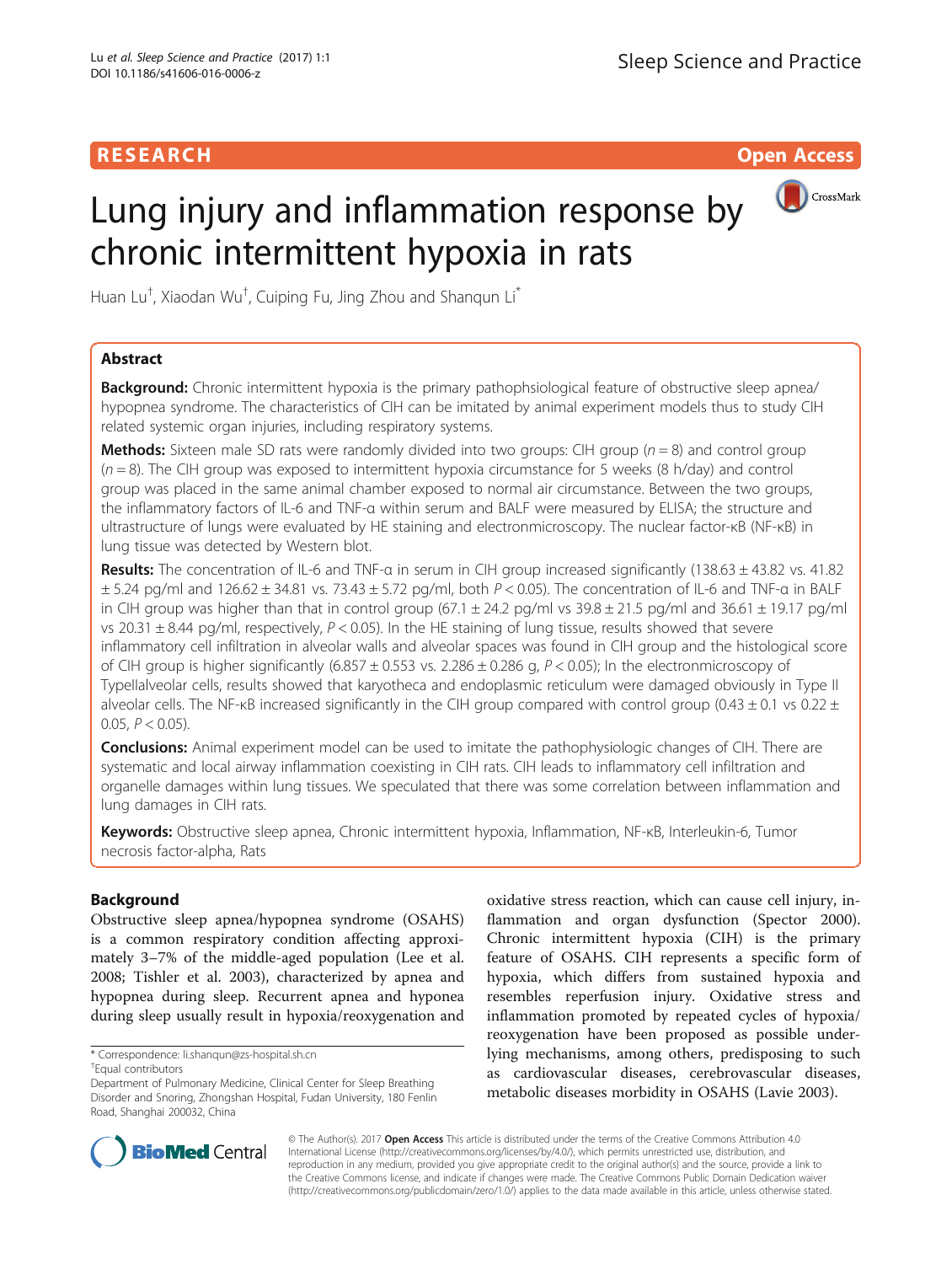RESEARCH Open Access

# Lung injury and inflammation response by chronic intermittent hypoxia in rats

Huan Lu[†], Xiaodan Wu[†], Cuiping Fu, Jing Zhou and Shanqun Li[*]

## Abstract

**Background:** Chronic intermittent hypoxia is the primary pathophsiological feature of obstructive sleep apnea/hypopnea syndrome. The characteristics of CIH can be imitated by animal experiment models thus to study CIH related systemic organ injuries, including respiratory systems.

**Methods:** Sixteen male SD rats were randomly divided into two groups: CIH group ($n = 8$) and control group ($n = 8$). The CIH group was exposed to intermittent hypoxia circumstance for 5 weeks (8 h/day) and control group was placed in the same animal chamber exposed to normal air circumstance. Between the two groups, the inflammatory factors of IL-6 and TNF-α within serum and BALF were measured by ELISA; the structure and ultrastructure of lungs were evaluated by HE staining and electronmicroscopy. The nuclear factor-κB (NF-κB) in lung tissue was detected by Western blot.

**Results:** The concentration of IL-6 and TNF-α in serum in CIH group increased significantly (138.63 ± 43.82 vs. 41.82 ± 5.24 pg/ml and 126.62 ± 34.81 vs. 73.43 ± 5.72 pg/ml, both $P < 0.05$). The concentration of IL-6 and TNF-α in BALF in CIH group was higher than that in control group (67.1 ± 24.2 pg/ml vs 39.8 ± 21.5 pg/ml and 36.61 ± 19.17 pg/ml vs 20.31 ± 8.44 pg/ml, respectively, $P < 0.05$). In the HE staining of lung tissue, results showed that severe inflammatory cell infiltration in alveolar walls and alveolar spaces was found in CIH group and the histological score of CIH group is higher significantly (6.857 ± 0.553 vs. 2.286 ± 0.286 g, $P < 0.05$); In the electronmicroscopy of TypeIIalveolar cells, results showed that karyotheca and endoplasmic reticulum were damaged obviously in Type II alveolar cells. The NF-κB increased significantly in the CIH group compared with control group (0.43 ± 0.1 vs 0.22 ± 0.05, $P < 0.05$).

**Conclusions:** Animal experiment model can be used to imitate the pathophysiologic changes of CIH. There are systematic and local airway inflammation coexisting in CIH rats. CIH leads to inflammatory cell infiltration and organelle damages within lung tissues. We speculated that there was some correlation between inflammation and lung damages in CIH rats.

**Keywords:** Obstructive sleep apnea, Chronic intermittent hypoxia, Inflammation, NF-κB, Interleukin-6, Tumor necrosis factor-alpha, Rats

## Background

Obstructive sleep apnea/hypopnea syndrome (OSAHS) is a common respiratory condition affecting approximately 3–7% of the middle-aged population (Lee et al. 2008; Tishler et al. 2003), characterized by apnea and hypopnea during sleep. Recurrent apnea and hyponea during sleep usually result in hypoxia/reoxygenation and oxidative stress reaction, which can cause cell injury, inflammation and organ dysfunction (Spector 2000). Chronic intermittent hypoxia (CIH) is the primary feature of OSAHS. CIH represents a specific form of hypoxia, which differs from sustained hypoxia and resembles reperfusion injury. Oxidative stress and inflammation promoted by repeated cycles of hypoxia/reoxygenation have been proposed as possible underlying mechanisms, among others, predisposing to such as cardiovascular diseases, cerebrovascular diseases, metabolic diseases morbidity in OSAHS (Lavie 2003).

* Correspondence: li.shanqun@zs-hospital.sh.cn
[†]Equal contributors
Department of Pulmonary Medicine, Clinical Center for Sleep Breathing Disorder and Snoring, Zhongshan Hospital, Fudan University, 180 Fenlin Road, Shanghai 200032, China

© The Author(s). 2017 **Open Access** This article is distributed under the terms of the Creative Commons Attribution 4.0 International License (http://creativecommons.org/licenses/by/4.0/), which permits unrestricted use, distribution, and reproduction in any medium, provided you give appropriate credit to the original author(s) and the source, provide a link to the Creative Commons license, and indicate if changes were made. The Creative Commons Public Domain Dedication waiver (http://creativecommons.org/publicdomain/zero/1.0/) applies to the data made available in this article, unless otherwise stated.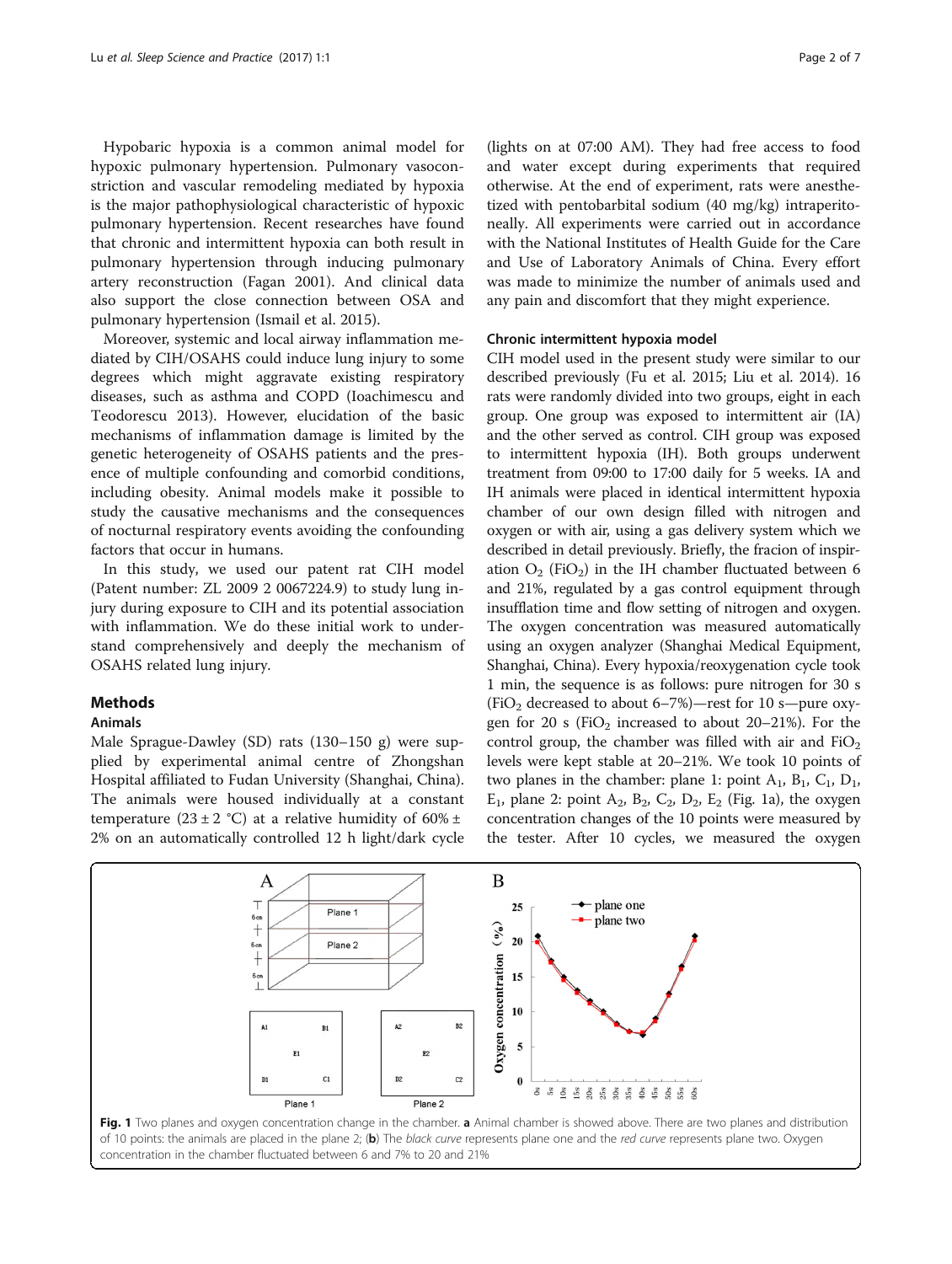Hypobaric hypoxia is a common animal model for hypoxic pulmonary hypertension. Pulmonary vasoconstriction and vascular remodeling mediated by hypoxia is the major pathophysiological characteristic of hypoxic pulmonary hypertension. Recent researches have found that chronic and intermittent hypoxia can both result in pulmonary hypertension through inducing pulmonary artery reconstruction (Fagan 2001). And clinical data also support the close connection between OSA and pulmonary hypertension (Ismail et al. 2015).

Moreover, systemic and local airway inflammation mediated by CIH/OSAHS could induce lung injury to some degrees which might aggravate existing respiratory diseases, such as asthma and COPD (Ioachimescu and Teodorescu 2013). However, elucidation of the basic mechanisms of inflammation damage is limited by the genetic heterogeneity of OSAHS patients and the presence of multiple confounding and comorbid conditions, including obesity. Animal models make it possible to study the causative mechanisms and the consequences of nocturnal respiratory events avoiding the confounding factors that occur in humans.

In this study, we used our patent rat CIH model (Patent number: ZL 2009 2 0067224.9) to study lung injury during exposure to CIH and its potential association with inflammation. We do these initial work to understand comprehensively and deeply the mechanism of OSAHS related lung injury.

## Methods

### Animals

Male Sprague-Dawley (SD) rats (130–150 g) were supplied by experimental animal centre of Zhongshan Hospital affiliated to Fudan University (Shanghai, China). The animals were housed individually at a constant temperature (23 ± 2 °C) at a relative humidity of 60% ± 2% on an automatically controlled 12 h light/dark cycle (lights on at 07:00 AM). They had free access to food and water except during experiments that required otherwise. At the end of experiment, rats were anesthetized with pentobarbital sodium (40 mg/kg) intraperitoneally. All experiments were carried out in accordance with the National Institutes of Health Guide for the Care and Use of Laboratory Animals of China. Every effort was made to minimize the number of animals used and any pain and discomfort that they might experience.

### Chronic intermittent hypoxia model

CIH model used in the present study were similar to our described previously (Fu et al. 2015; Liu et al. 2014). 16 rats were randomly divided into two groups, eight in each group. One group was exposed to intermittent air (IA) and the other served as control. CIH group was exposed to intermittent hypoxia (IH). Both groups underwent treatment from 09:00 to 17:00 daily for 5 weeks. IA and IH animals were placed in identical intermittent hypoxia chamber of our own design filled with nitrogen and oxygen or with air, using a gas delivery system which we described in detail previously. Briefly, the fracion of inspiration $O_2$ ($FiO_2$) in the IH chamber fluctuated between 6 and 21%, regulated by a gas control equipment through insufflation time and flow setting of nitrogen and oxygen. The oxygen concentration was measured automatically using an oxygen analyzer (Shanghai Medical Equipment, Shanghai, China). Every hypoxia/reoxygenation cycle took 1 min, the sequence is as follows: pure nitrogen for 30 s ($FiO_2$ decreased to about 6–7%)—rest for 10 s—pure oxygen for 20 s ($FiO_2$ increased to about 20–21%). For the control group, the chamber was filled with air and $FiO_2$ levels were kept stable at 20–21%. We took 10 points of two planes in the chamber: plane 1: point $A_1$, $B_1$, $C_1$, $D_1$, $E_1$, plane 2: point $A_2$, $B_2$, $C_2$, $D_2$, $E_2$ (Fig. 1a), the oxygen concentration changes of the 10 points were measured by the tester. After 10 cycles, we measured the oxygen

**Fig. 1** Two planes and oxygen concentration change in the chamber. **a** Animal chamber is showed above. There are two planes and distribution of 10 points: the animals are placed in the plane 2; (**b**) The *black curve* represents plane one and the *red curve* represents plane two. Oxygen concentration in the chamber fluctuated between 6 and 7% to 20 and 21%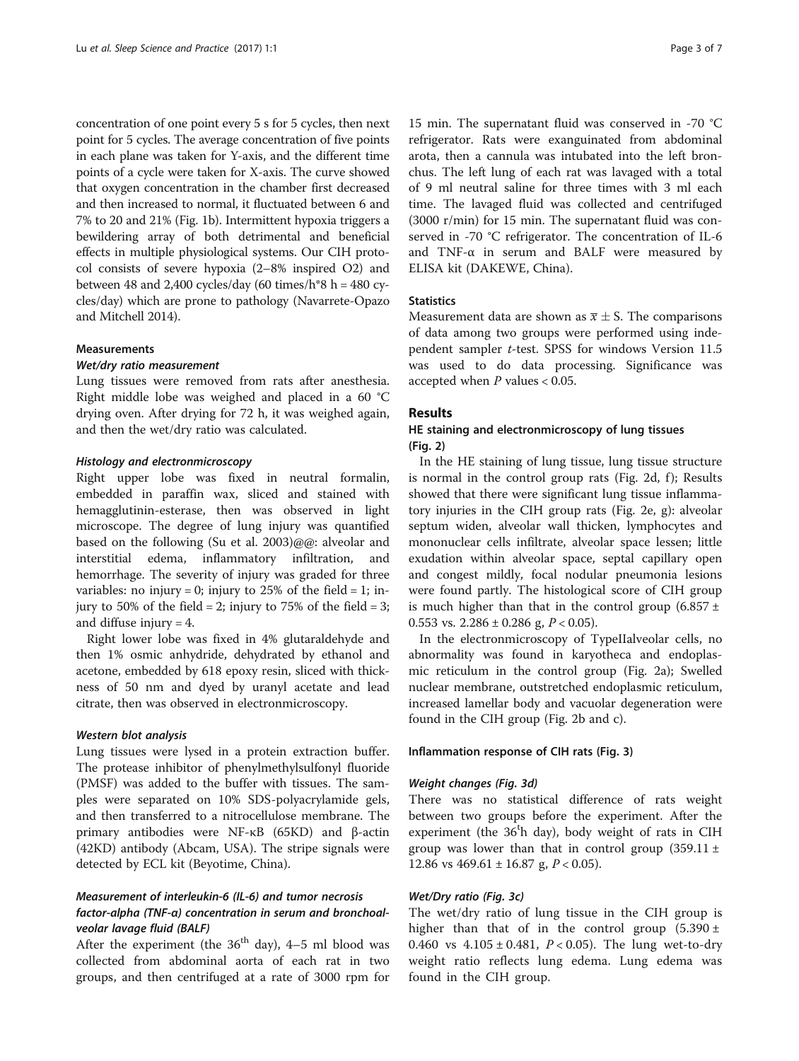concentration of one point every 5 s for 5 cycles, then next point for 5 cycles. The average concentration of five points in each plane was taken for Y-axis, and the different time points of a cycle were taken for X-axis. The curve showed that oxygen concentration in the chamber first decreased and then increased to normal, it fluctuated between 6 and 7% to 20 and 21% (Fig. 1b). Intermittent hypoxia triggers a bewildering array of both detrimental and beneficial effects in multiple physiological systems. Our CIH protocol consists of severe hypoxia (2–8% inspired O2) and between 48 and 2,400 cycles/day (60 times/h*8 h = 480 cycles/day) which are prone to pathology (Navarrete-Opazo and Mitchell 2014).

### Measurements

#### *Wet/dry ratio measurement*

Lung tissues were removed from rats after anesthesia. Right middle lobe was weighed and placed in a 60 °C drying oven. After drying for 72 h, it was weighed again, and then the wet/dry ratio was calculated.

#### *Histology and electronmicroscopy*

Right upper lobe was fixed in neutral formalin, embedded in paraffin wax, sliced and stained with hemagglutinin-esterase, then was observed in light microscope. The degree of lung injury was quantified based on the following (Su et al. 2003)@@: alveolar and interstitial edema, inflammatory infiltration, and hemorrhage. The severity of injury was graded for three variables: no injury = 0; injury to 25% of the field = 1; injury to 50% of the field = 2; injury to 75% of the field = 3; and diffuse injury = 4.

Right lower lobe was fixed in 4% glutaraldehyde and then 1% osmic anhydride, dehydrated by ethanol and acetone, embedded by 618 epoxy resin, sliced with thickness of 50 nm and dyed by uranyl acetate and lead citrate, then was observed in electronmicroscopy.

#### *Western blot analysis*

Lung tissues were lysed in a protein extraction buffer. The protease inhibitor of phenylmethylsulfonyl fluoride (PMSF) was added to the buffer with tissues. The samples were separated on 10% SDS-polyacrylamide gels, and then transferred to a nitrocellulose membrane. The primary antibodies were NF-κB (65KD) and β-actin (42KD) antibody (Abcam, USA). The stripe signals were detected by ECL kit (Beyotime, China).

#### *Measurement of interleukin-6 (IL-6) and tumor necrosis factor-alpha (TNF-α) concentration in serum and bronchoalveolar lavage fluid (BALF)*

After the experiment (the 36$^{th}$ day), 4–5 ml blood was collected from abdominal aorta of each rat in two groups, and then centrifuged at a rate of 3000 rpm for 15 min. The supernatant fluid was conserved in -70 °C refrigerator. Rats were exanguinated from abdominal arota, then a cannula was intubated into the left bronchus. The left lung of each rat was lavaged with a total of 9 ml neutral saline for three times with 3 ml each time. The lavaged fluid was collected and centrifuged (3000 r/min) for 15 min. The supernatant fluid was conserved in -70 °C refrigerator. The concentration of IL-6 and TNF-α in serum and BALF were measured by ELISA kit (DAKEWE, China).

### Statistics

Measurement data are shown as $\bar{x} \pm S$. The comparisons of data among two groups were performed using independent sampler *t*-test. SPSS for windows Version 11.5 was used to do data processing. Significance was accepted when *P* values < 0.05.

## Results

### HE staining and electronmicroscopy of lung tissues (Fig. 2)

In the HE staining of lung tissue, lung tissue structure is normal in the control group rats (Fig. 2d, f); Results showed that there were significant lung tissue inflammatory injuries in the CIH group rats (Fig. 2e, g): alveolar septum widen, alveolar wall thicken, lymphocytes and mononuclear cells infiltrate, alveolar space lessen; little exudation within alveolar space, septal capillary open and congest mildly, focal nodular pneumonia lesions were found partly. The histological score of CIH group is much higher than that in the control group (6.857 ± 0.553 vs. 2.286 ± 0.286 g, *P* < 0.05).

In the electronmicroscopy of TypeIIalveolar cells, no abnormality was found in karyotheca and endoplasmic reticulum in the control group (Fig. 2a); Swelled nuclear membrane, outstretched endoplasmic reticulum, increased lamellar body and vacuolar degeneration were found in the CIH group (Fig. 2b and c).

### Inflammation response of CIH rats (Fig. 3)

#### *Weight changes (Fig. 3d)*

There was no statistical difference of rats weight between two groups before the experiment. After the experiment (the 36$^{t}$h day), body weight of rats in CIH group was lower than that in control group (359.11 ± 12.86 vs 469.61 ± 16.87 g, *P* < 0.05).

#### *Wet/Dry ratio (Fig. 3c)*

The wet/dry ratio of lung tissue in the CIH group is higher than that of in the control group (5.390 ± 0.460 vs 4.105 ± 0.481, *P* < 0.05). The lung wet-to-dry weight ratio reflects lung edema. Lung edema was found in the CIH group.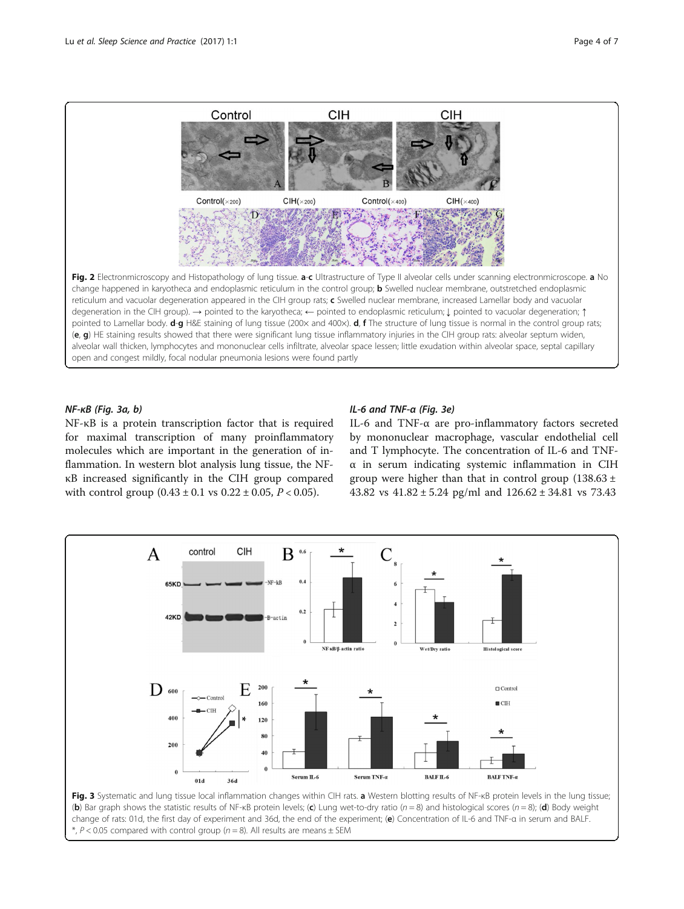**Fig. 2** Electronmicroscopy and Histopathology of lung tissue. **a**-**c** Ultrastructure of Type II alveolar cells under scanning electronmicroscope. **a** No change happened in karyotheca and endoplasmic reticulum in the control group; **b** Swelled nuclear membrane, outstretched endoplasmic reticulum and vacuolar degeneration appeared in the CIH group rats; **c** Swelled nuclear membrane, increased Lamellar body and vacuolar degeneration in the CIH group). → pointed to the karyotheca; ← pointed to endoplasmic reticulum; ↓ pointed to vacuolar degeneration; ↑ pointed to Lamellar body. **d**-**g** H&E staining of lung tissue (200× and 400×). **d**, **f** The structure of lung tissue is normal in the control group rats; (**e**, **g**) HE staining results showed that there were significant lung tissue inflammatory injuries in the CIH group rats: alveolar septum widen, alveolar wall thicken, lymphocytes and mononuclear cells infiltrate, alveolar space lessen; little exudation within alveolar space, septal capillary open and congest mildly, focal nodular pneumonia lesions were found partly

### *NF-κB (Fig. 3a, b)*

NF-κB is a protein transcription factor that is required for maximal transcription of many proinflammatory molecules which are important in the generation of inflammation. In western blot analysis lung tissue, the NF-κB increased significantly in the CIH group compared with control group (0.43 ± 0.1 vs 0.22 ± 0.05, $P < 0.05$).

### *IL-6 and TNF-α (Fig. 3e)*

IL-6 and TNF-α are pro-inflammatory factors secreted by mononuclear macrophage, vascular endothelial cell and T lymphocyte. The concentration of IL-6 and TNF-α in serum indicating systemic inflammation in CIH group were higher than that in control group (138.63 ± 43.82 vs 41.82 ± 5.24 pg/ml and 126.62 ± 34.81 vs 73.43

**Fig. 3** Systematic and lung tissue local inflammation changes within CIH rats. **a** Western blotting results of NF-κB protein levels in the lung tissue; (**b**) Bar graph shows the statistic results of NF-κB protein levels; (**c**) Lung wet-to-dry ratio ($n = 8$) and histological scores ($n = 8$); (**d**) Body weight change of rats: 01d, the first day of experiment and 36d, the end of the experiment; (**e**) Concentration of IL-6 and TNF-α in serum and BALF. *, $P < 0.05$ compared with control group ($n = 8$). All results are means ± SEM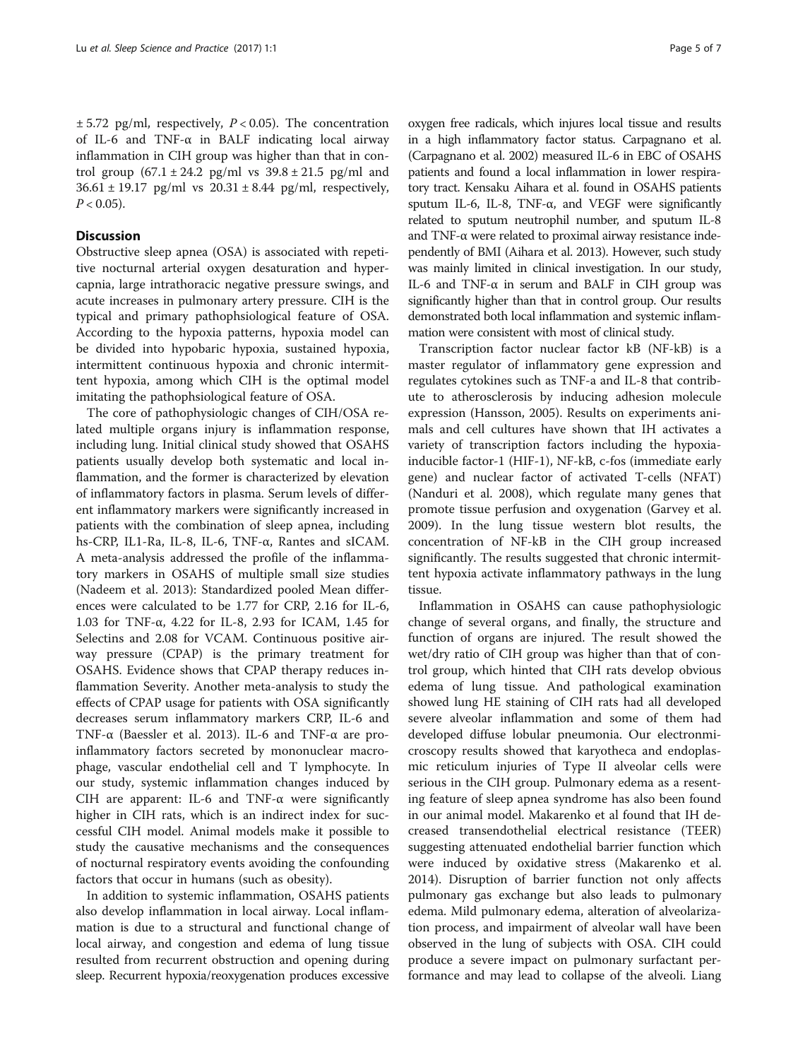$\pm 5.72$ pg/ml, respectively, $P < 0.05$). The concentration of IL-6 and TNF-α in BALF indicating local airway inflammation in CIH group was higher than that in control group ($67.1 \pm 24.2$ pg/ml vs $39.8 \pm 21.5$ pg/ml and $36.61 \pm 19.17$ pg/ml vs $20.31 \pm 8.44$ pg/ml, respectively, $P < 0.05$).

## Discussion

Obstructive sleep apnea (OSA) is associated with repetitive nocturnal arterial oxygen desaturation and hypercapnia, large intrathoracic negative pressure swings, and acute increases in pulmonary artery pressure. CIH is the typical and primary pathophsiological feature of OSA. According to the hypoxia patterns, hypoxia model can be divided into hypobaric hypoxia, sustained hypoxia, intermittent continuous hypoxia and chronic intermittent hypoxia, among which CIH is the optimal model imitating the pathophsiological feature of OSA.

The core of pathophysiologic changes of CIH/OSA related multiple organs injury is inflammation response, including lung. Initial clinical study showed that OSAHS patients usually develop both systematic and local inflammation, and the former is characterized by elevation of inflammatory factors in plasma. Serum levels of different inflammatory markers were significantly increased in patients with the combination of sleep apnea, including hs-CRP, IL1-Ra, IL-8, IL-6, TNF-α, Rantes and sICAM. A meta-analysis addressed the profile of the inflammatory markers in OSAHS of multiple small size studies (Nadeem et al. 2013): Standardized pooled Mean differences were calculated to be 1.77 for CRP, 2.16 for IL-6, 1.03 for TNF-α, 4.22 for IL-8, 2.93 for ICAM, 1.45 for Selectins and 2.08 for VCAM. Continuous positive airway pressure (CPAP) is the primary treatment for OSAHS. Evidence shows that CPAP therapy reduces inflammation Severity. Another meta-analysis to study the effects of CPAP usage for patients with OSA significantly decreases serum inflammatory markers CRP, IL-6 and TNF-α (Baessler et al. 2013). IL-6 and TNF-α are proinflammatory factors secreted by mononuclear macrophage, vascular endothelial cell and T lymphocyte. In our study, systemic inflammation changes induced by CIH are apparent: IL-6 and TNF-α were significantly higher in CIH rats, which is an indirect index for successful CIH model. Animal models make it possible to study the causative mechanisms and the consequences of nocturnal respiratory events avoiding the confounding factors that occur in humans (such as obesity).

In addition to systemic inflammation, OSAHS patients also develop inflammation in local airway. Local inflammation is due to a structural and functional change of local airway, and congestion and edema of lung tissue resulted from recurrent obstruction and opening during sleep. Recurrent hypoxia/reoxygenation produces excessive oxygen free radicals, which injures local tissue and results in a high inflammatory factor status. Carpagnano et al. (Carpagnano et al. 2002) measured IL-6 in EBC of OSAHS patients and found a local inflammation in lower respiratory tract. Kensaku Aihara et al. found in OSAHS patients sputum IL-6, IL-8, TNF-α, and VEGF were significantly related to sputum neutrophil number, and sputum IL-8 and TNF-α were related to proximal airway resistance independently of BMI (Aihara et al. 2013). However, such study was mainly limited in clinical investigation. In our study, IL-6 and TNF-α in serum and BALF in CIH group was significantly higher than that in control group. Our results demonstrated both local inflammation and systemic inflammation were consistent with most of clinical study.

Transcription factor nuclear factor kB (NF-kB) is a master regulator of inflammatory gene expression and regulates cytokines such as TNF-a and IL-8 that contribute to atherosclerosis by inducing adhesion molecule expression (Hansson, 2005). Results on experiments animals and cell cultures have shown that IH activates a variety of transcription factors including the hypoxia-inducible factor-1 (HIF-1), NF-kB, c-fos (immediate early gene) and nuclear factor of activated T-cells (NFAT) (Nanduri et al. 2008), which regulate many genes that promote tissue perfusion and oxygenation (Garvey et al. 2009). In the lung tissue western blot results, the concentration of NF-kB in the CIH group increased significantly. The results suggested that chronic intermittent hypoxia activate inflammatory pathways in the lung tissue.

Inflammation in OSAHS can cause pathophysiologic change of several organs, and finally, the structure and function of organs are injured. The result showed the wet/dry ratio of CIH group was higher than that of control group, which hinted that CIH rats develop obvious edema of lung tissue. And pathological examination showed lung HE staining of CIH rats had all developed severe alveolar inflammation and some of them had developed diffuse lobular pneumonia. Our electronmicroscopy results showed that karyotheca and endoplasmic reticulum injuries of Type II alveolar cells were serious in the CIH group. Pulmonary edema as a resenting feature of sleep apnea syndrome has also been found in our animal model. Makarenko et al found that IH decreased transendothelial electrical resistance (TEER) suggesting attenuated endothelial barrier function which were induced by oxidative stress (Makarenko et al. 2014). Disruption of barrier function not only affects pulmonary gas exchange but also leads to pulmonary edema. Mild pulmonary edema, alteration of alveolarization process, and impairment of alveolar wall have been observed in the lung of subjects with OSA. CIH could produce a severe impact on pulmonary surfactant performance and may lead to collapse of the alveoli. Liang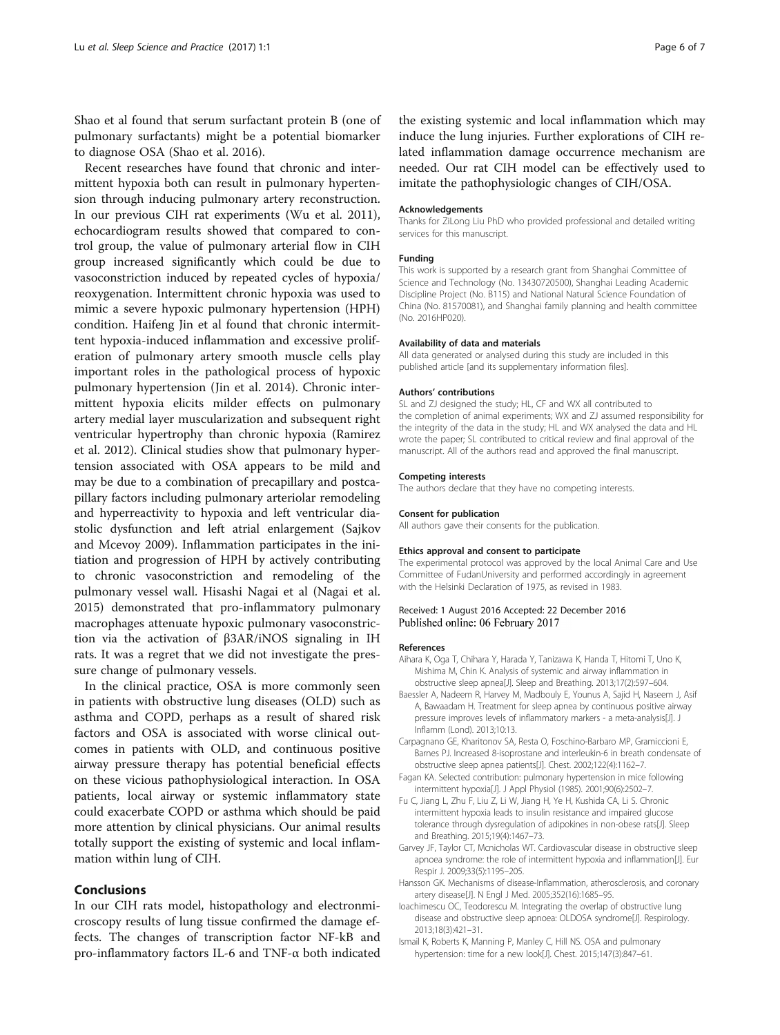Shao et al found that serum surfactant protein B (one of pulmonary surfactants) might be a potential biomarker to diagnose OSA (Shao et al. 2016).

Recent researches have found that chronic and intermittent hypoxia both can result in pulmonary hypertension through inducing pulmonary artery reconstruction. In our previous CIH rat experiments (Wu et al. 2011), echocardiogram results showed that compared to control group, the value of pulmonary arterial flow in CIH group increased significantly which could be due to vasoconstriction induced by repeated cycles of hypoxia/reoxygenation. Intermittent chronic hypoxia was used to mimic a severe hypoxic pulmonary hypertension (HPH) condition. Haifeng Jin et al found that chronic intermittent hypoxia-induced inflammation and excessive proliferation of pulmonary artery smooth muscle cells play important roles in the pathological process of hypoxic pulmonary hypertension (Jin et al. 2014). Chronic intermittent hypoxia elicits milder effects on pulmonary artery medial layer muscularization and subsequent right ventricular hypertrophy than chronic hypoxia (Ramirez et al. 2012). Clinical studies show that pulmonary hypertension associated with OSA appears to be mild and may be due to a combination of precapillary and postcapillary factors including pulmonary arteriolar remodeling and hyperreactivity to hypoxia and left ventricular diastolic dysfunction and left atrial enlargement (Sajkov and Mcevoy 2009). Inflammation participates in the initiation and progression of HPH by actively contributing to chronic vasoconstriction and remodeling of the pulmonary vessel wall. Hisashi Nagai et al (Nagai et al. 2015) demonstrated that pro-inflammatory pulmonary macrophages attenuate hypoxic pulmonary vasoconstriction via the activation of β3AR/iNOS signaling in IH rats. It was a regret that we did not investigate the pressure change of pulmonary vessels.

In the clinical practice, OSA is more commonly seen in patients with obstructive lung diseases (OLD) such as asthma and COPD, perhaps as a result of shared risk factors and OSA is associated with worse clinical outcomes in patients with OLD, and continuous positive airway pressure therapy has potential beneficial effects on these vicious pathophysiological interaction. In OSA patients, local airway or systemic inflammatory state could exacerbate COPD or asthma which should be paid more attention by clinical physicians. Our animal results totally support the existing of systemic and local inflammation within lung of CIH.

## Conclusions

In our CIH rats model, histopathology and electronmicroscopy results of lung tissue confirmed the damage effects. The changes of transcription factor NF-kB and pro-inflammatory factors IL-6 and TNF-α both indicated the existing systemic and local inflammation which may induce the lung injuries. Further explorations of CIH related inflammation damage occurrence mechanism are needed. Our rat CIH model can be effectively used to imitate the pathophysiologic changes of CIH/OSA.

#### Acknowledgements

Thanks for ZiLong Liu PhD who provided professional and detailed writing services for this manuscript.

#### Funding

This work is supported by a research grant from Shanghai Committee of Science and Technology (No. 13430720500), Shanghai Leading Academic Discipline Project (No. B115) and National Natural Science Foundation of China (No. 81570081), and Shanghai family planning and health committee (No. 2016HP020).

#### Availability of data and materials

All data generated or analysed during this study are included in this published article [and its supplementary information files].

#### Authors' contributions

SL and ZJ designed the study; HL, CF and WX all contributed to the completion of animal experiments; WX and ZJ assumed responsibility for the integrity of the data in the study; HL and WX analysed the data and HL wrote the paper; SL contributed to critical review and final approval of the manuscript. All of the authors read and approved the final manuscript.

#### Competing interests

The authors declare that they have no competing interests.

#### Consent for publication

All authors gave their consents for the publication.

#### Ethics approval and consent to participate

The experimental protocol was approved by the local Animal Care and Use Committee of FudanUniversity and performed accordingly in agreement with the Helsinki Declaration of 1975, as revised in 1983.

Received: 1 August 2016 Accepted: 22 December 2016
Published online: 06 February 2017

#### References

Aihara K, Oga T, Chihara Y, Harada Y, Tanizawa K, Handa T, Hitomi T, Uno K, Mishima M, Chin K. Analysis of systemic and airway inflammation in obstructive sleep apnea[J]. Sleep and Breathing. 2013;17(2):597–604.

Baessler A, Nadeem R, Harvey M, Madbouly E, Younus A, Sajid H, Naseem J, Asif A, Bawaadam H. Treatment for sleep apnea by continuous positive airway pressure improves levels of inflammatory markers - a meta-analysis[J]. J Inflamm (Lond). 2013;10:13.

Carpagnano GE, Kharitonov SA, Resta O, Foschino-Barbaro MP, Gramiccioni E, Barnes PJ. Increased 8-isoprostane and interleukin-6 in breath condensate of obstructive sleep apnea patients[J]. Chest. 2002;122(4):1162–7.

Fagan KA. Selected contribution: pulmonary hypertension in mice following intermittent hypoxia[J]. J Appl Physiol (1985). 2001;90(6):2502–7.

Fu C, Jiang L, Zhu F, Liu Z, Li W, Jiang H, Ye H, Kushida CA, Li S. Chronic intermittent hypoxia leads to insulin resistance and impaired glucose tolerance through dysregulation of adipokines in non-obese rats[J]. Sleep and Breathing. 2015;19(4):1467–73.

Garvey JF, Taylor CT, Mcnicholas WT. Cardiovascular disease in obstructive sleep apnoea syndrome: the role of intermittent hypoxia and inflammation[J]. Eur Respir J. 2009;33(5):1195–205.

Hansson GK. Mechanisms of disease-Inflammation, atherosclerosis, and coronary artery disease[J]. N Engl J Med. 2005;352(16):1685–95.

Ioachimescu OC, Teodorescu M. Integrating the overlap of obstructive lung disease and obstructive sleep apnoea: OLDOSA syndrome[J]. Respirology. 2013;18(3):421–31.

Ismail K, Roberts K, Manning P, Manley C, Hill NS. OSA and pulmonary hypertension: time for a new look[J]. Chest. 2015;147(3):847–61.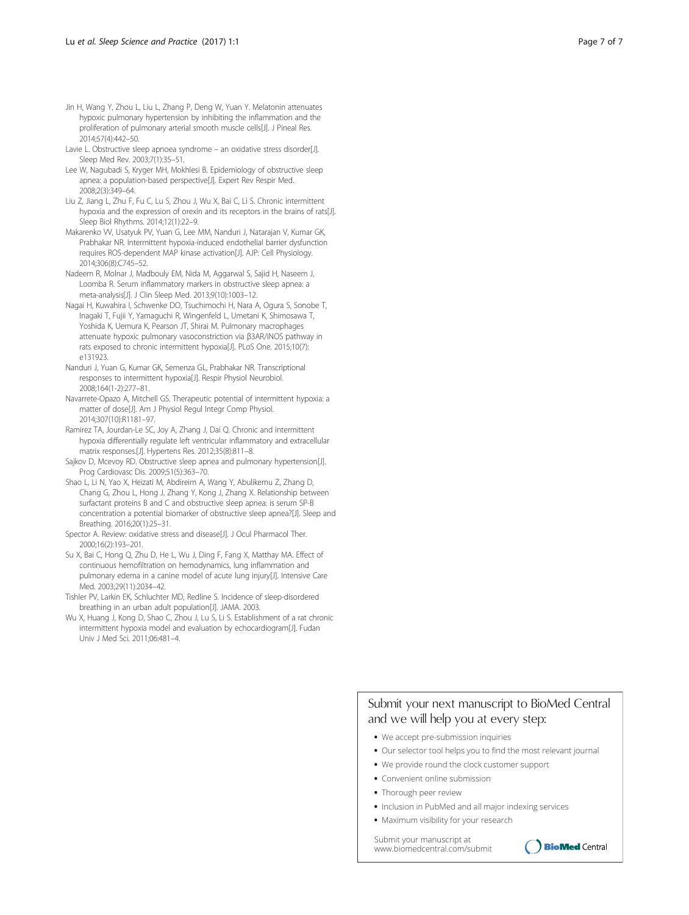Jin H, Wang Y, Zhou L, Liu L, Zhang P, Deng W, Yuan Y. Melatonin attenuates hypoxic pulmonary hypertension by inhibiting the inflammation and the proliferation of pulmonary arterial smooth muscle cells[J]. J Pineal Res. 2014;57(4):442–50.

Lavie L. Obstructive sleep apnoea syndrome – an oxidative stress disorder[J]. Sleep Med Rev. 2003;7(1):35–51.

Lee W, Nagubadi S, Kryger MH, Mokhlesi B. Epidemiology of obstructive sleep apnea: a population-based perspective[J]. Expert Rev Respir Med. 2008;2(3):349–64.

Liu Z, Jiang L, Zhu F, Fu C, Lu S, Zhou J, Wu X, Bai C, Li S. Chronic intermittent hypoxia and the expression of orexin and its receptors in the brains of rats[J]. Sleep Biol Rhythms. 2014;12(1):22–9.

Makarenko VV, Usatyuk PV, Yuan G, Lee MM, Nanduri J, Natarajan V, Kumar GK, Prabhakar NR. Intermittent hypoxia-induced endothelial barrier dysfunction requires ROS-dependent MAP kinase activation[J]. AJP: Cell Physiology. 2014;306(8):C745–52.

Nadeem R, Molnar J, Madbouly EM, Nida M, Aggarwal S, Sajid H, Naseem J, Loomba R. Serum inflammatory markers in obstructive sleep apnea: a meta-analysis[J]. J Clin Sleep Med. 2013;9(10):1003–12.

Nagai H, Kuwahira I, Schwenke DO, Tsuchimochi H, Nara A, Ogura S, Sonobe T, Inagaki T, Fujii Y, Yamaguchi R, Wingenfeld L, Umetani K, Shimosawa T, Yoshida K, Uemura K, Pearson JT, Shirai M. Pulmonary macrophages attenuate hypoxic pulmonary vasoconstriction via β3AR/iNOS pathway in rats exposed to chronic intermittent hypoxia[J]. PLoS One. 2015;10(7):e131923.

Nanduri J, Yuan G, Kumar GK, Semenza GL, Prabhakar NR. Transcriptional responses to intermittent hypoxia[J]. Respir Physiol Neurobiol. 2008;164(1-2):277–81.

Navarrete-Opazo A, Mitchell GS. Therapeutic potential of intermittent hypoxia: a matter of dose[J]. Am J Physiol Regul Integr Comp Physiol. 2014;307(10):R1181–97.

Ramirez TA, Jourdan-Le SC, Joy A, Zhang J, Dai Q. Chronic and intermittent hypoxia differentially regulate left ventricular inflammatory and extracellular matrix responses.[J]. Hypertens Res. 2012;35(8):811–8.

Sajkov D, Mcevoy RD. Obstructive sleep apnea and pulmonary hypertension[J]. Prog Cardiovasc Dis. 2009;51(5):363–70.

Shao L, Li N, Yao X, Heizati M, Abdireim A, Wang Y, Abulikemu Z, Zhang D, Chang G, Zhou L, Hong J, Zhang Y, Kong J, Zhang X. Relationship between surfactant proteins B and C and obstructive sleep apnea: is serum SP-B concentration a potential biomarker of obstructive sleep apnea?[J]. Sleep and Breathing. 2016;20(1):25–31.

Spector A. Review: oxidative stress and disease[J]. J Ocul Pharmacol Ther. 2000;16(2):193–201.

Su X, Bai C, Hong Q, Zhu D, He L, Wu J, Ding F, Fang X, Matthay MA. Effect of continuous hemofiltration on hemodynamics, lung inflammation and pulmonary edema in a canine model of acute lung injury[J]. Intensive Care Med. 2003;29(11):2034–42.

Tishler PV, Larkin EK, Schluchter MD, Redline S. Incidence of sleep-disordered breathing in an urban adult population[J]. JAMA. 2003.

Wu X, Huang J, Kong D, Shao C, Zhou J, Lu S, Li S. Establishment of a rat chronic intermittent hypoxia model and evaluation by echocardiogram[J]. Fudan Univ J Med Sci. 2011;06:481–4.

Submit your next manuscript to BioMed Central and we will help you at every step:

- We accept pre-submission inquiries
- Our selector tool helps you to find the most relevant journal
- We provide round the clock customer support
- Convenient online submission
- Thorough peer review
- Inclusion in PubMed and all major indexing services
- Maximum visibility for your research

Submit your manuscript at www.biomedcentral.com/submit

BioMed Central